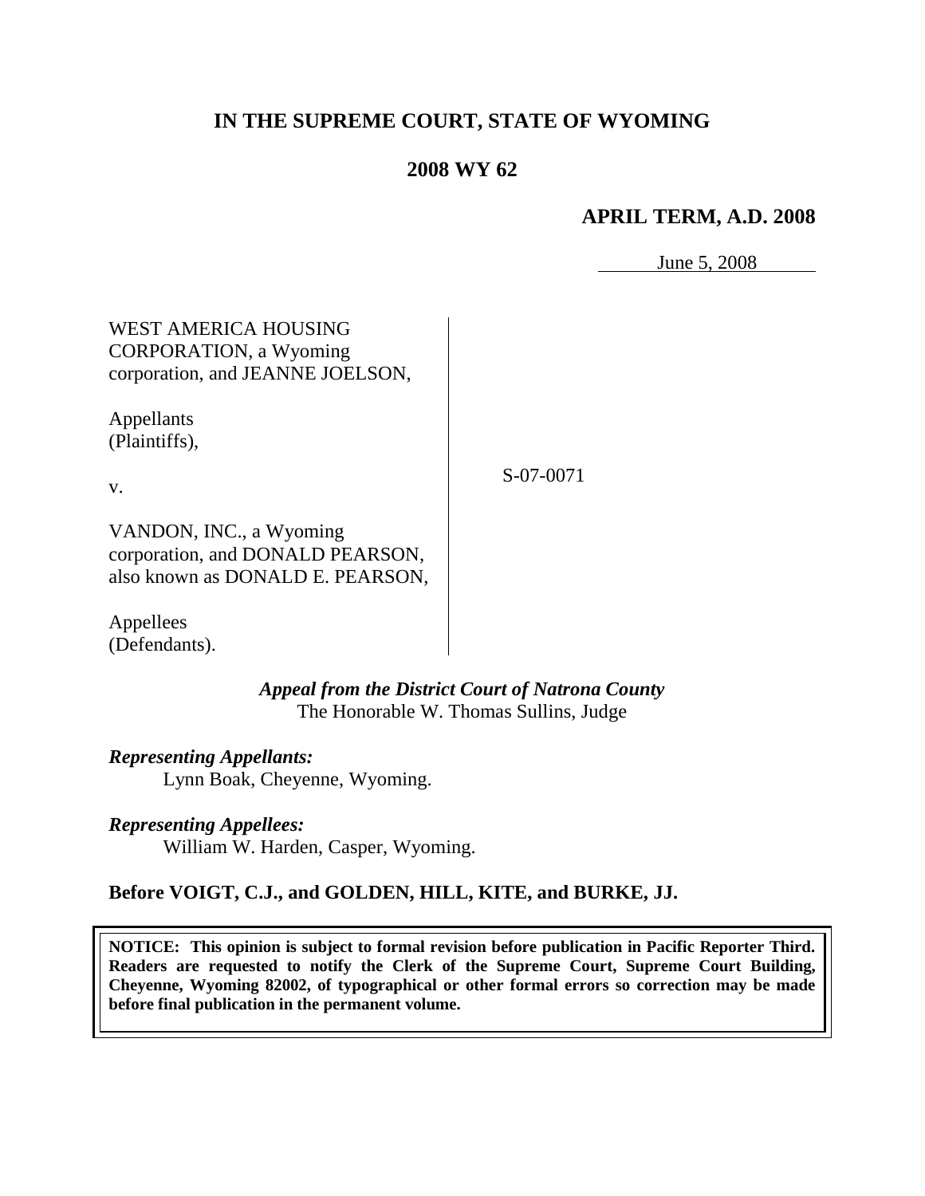# IN THE SUPREME COURT, STATE OF WYOMING

## 2008 WY 62

### APRIL TERM, A.D. 2008

June 5, 2008

WEST AMERICA HOUSING CORPORATION, a Wyoming corporation, and JEANNE JOELSON,

Appellants
(Plaintiffs),

v.

VANDON, INC., a Wyoming corporation, and DONALD PEARSON, also known as DONALD E. PEARSON,

Appellees
(Defendants).

S-07-0071

*Appeal from the District Court of Natrona County*
The Honorable W. Thomas Sullins, Judge

***Representing Appellants:***
Lynn Boak, Cheyenne, Wyoming.

***Representing Appellees:***
William W. Harden, Casper, Wyoming.

**Before VOIGT, C.J., and GOLDEN, HILL, KITE, and BURKE, JJ.**

**NOTICE: This opinion is subject to formal revision before publication in Pacific Reporter Third. Readers are requested to notify the Clerk of the Supreme Court, Supreme Court Building, Cheyenne, Wyoming 82002, of typographical or other formal errors so correction may be made before final publication in the permanent volume.**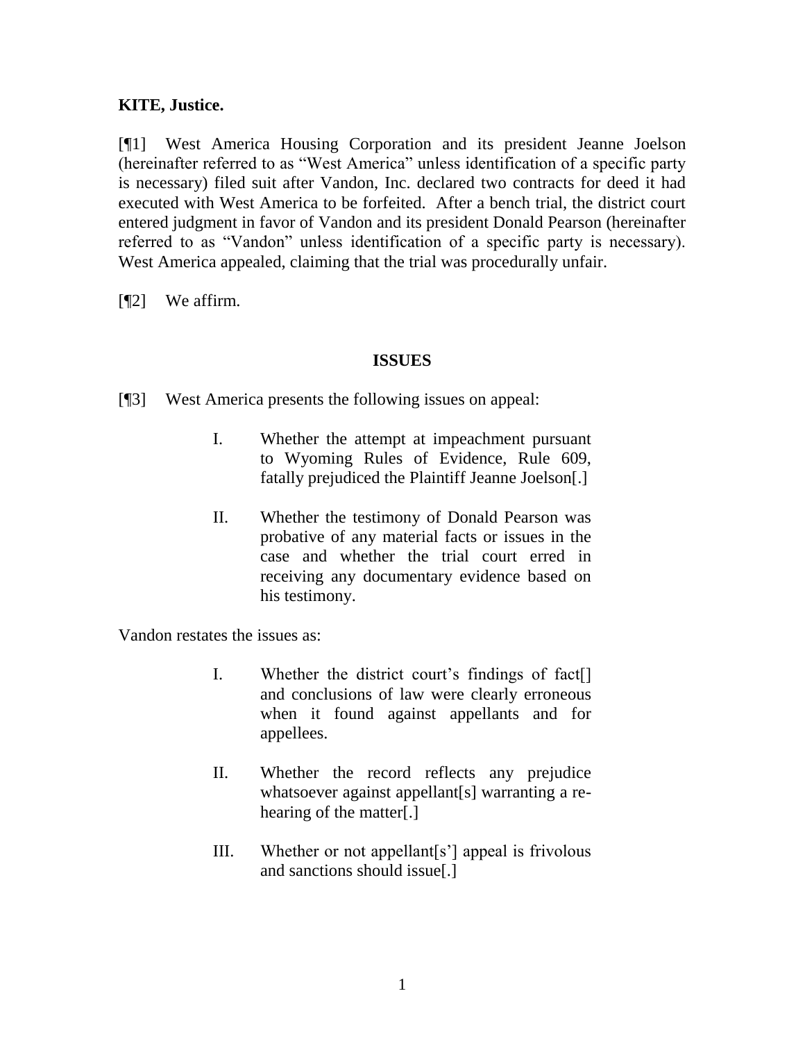**KITE, Justice.**

[¶1] West America Housing Corporation and its president Jeanne Joelson (hereinafter referred to as "West America" unless identification of a specific party is necessary) filed suit after Vandon, Inc. declared two contracts for deed it had executed with West America to be forfeited. After a bench trial, the district court entered judgment in favor of Vandon and its president Donald Pearson (hereinafter referred to as "Vandon" unless identification of a specific party is necessary). West America appealed, claiming that the trial was procedurally unfair.

[¶2] We affirm.

## ISSUES

[¶3] West America presents the following issues on appeal:

> I. Whether the attempt at impeachment pursuant to Wyoming Rules of Evidence, Rule 609, fatally prejudiced the Plaintiff Jeanne Joelson[.]
>
> II. Whether the testimony of Donald Pearson was probative of any material facts or issues in the case and whether the trial court erred in receiving any documentary evidence based on his testimony.

Vandon restates the issues as:

> I. Whether the district court's findings of fact[] and conclusions of law were clearly erroneous when it found against appellants and for appellees.
>
> II. Whether the record reflects any prejudice whatsoever against appellant[s] warranting a re-hearing of the matter[.]
>
> III. Whether or not appellant[s'] appeal is frivolous and sanctions should issue[.]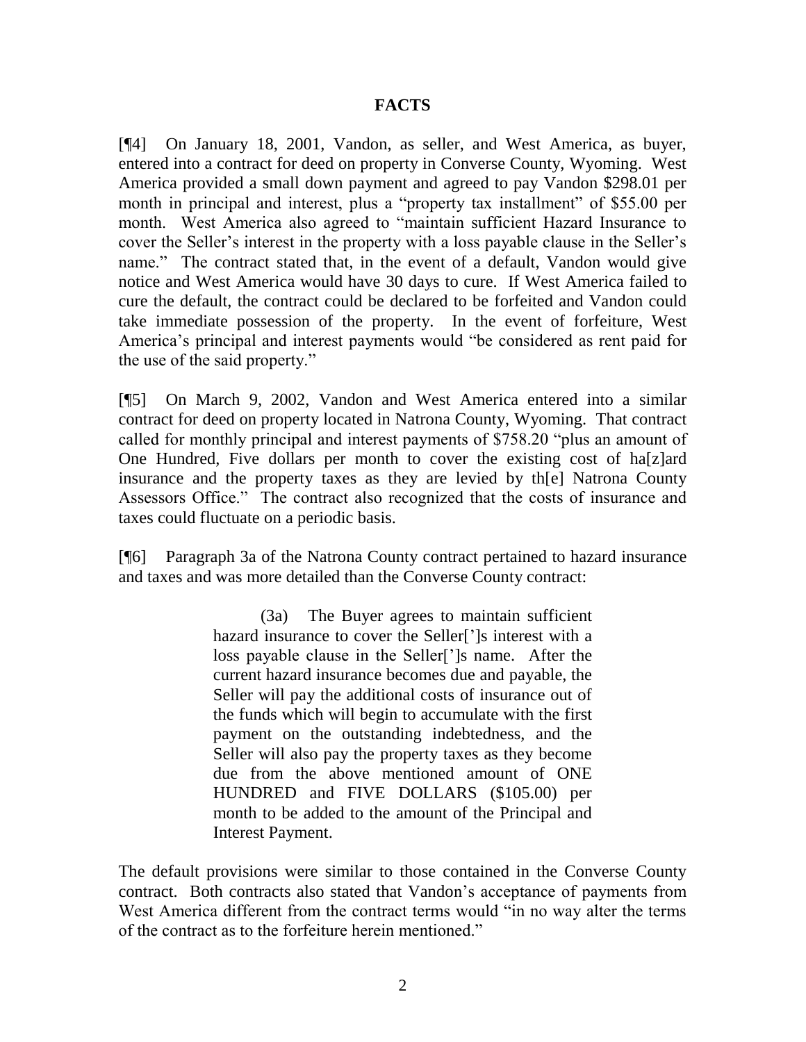## FACTS

[¶4] On January 18, 2001, Vandon, as seller, and West America, as buyer, entered into a contract for deed on property in Converse County, Wyoming. West America provided a small down payment and agreed to pay Vandon $298.01 per month in principal and interest, plus a "property tax installment" of $55.00 per month. West America also agreed to "maintain sufficient Hazard Insurance to cover the Seller's interest in the property with a loss payable clause in the Seller's name." The contract stated that, in the event of a default, Vandon would give notice and West America would have 30 days to cure. If West America failed to cure the default, the contract could be declared to be forfeited and Vandon could take immediate possession of the property. In the event of forfeiture, West America's principal and interest payments would "be considered as rent paid for the use of the said property."

[¶5] On March 9, 2002, Vandon and West America entered into a similar contract for deed on property located in Natrona County, Wyoming. That contract called for monthly principal and interest payments of $758.20 "plus an amount of One Hundred, Five dollars per month to cover the existing cost of ha[z]ard insurance and the property taxes as they are levied by th[e] Natrona County Assessors Office." The contract also recognized that the costs of insurance and taxes could fluctuate on a periodic basis.

[¶6] Paragraph 3a of the Natrona County contract pertained to hazard insurance and taxes and was more detailed than the Converse County contract:

> (3a) The Buyer agrees to maintain sufficient hazard insurance to cover the Seller[']s interest with a loss payable clause in the Seller[']s name. After the current hazard insurance becomes due and payable, the Seller will pay the additional costs of insurance out of the funds which will begin to accumulate with the first payment on the outstanding indebtedness, and the Seller will also pay the property taxes as they become due from the above mentioned amount of ONE HUNDRED and FIVE DOLLARS ($105.00) per month to be added to the amount of the Principal and Interest Payment.

The default provisions were similar to those contained in the Converse County contract. Both contracts also stated that Vandon's acceptance of payments from West America different from the contract terms would "in no way alter the terms of the contract as to the forfeiture herein mentioned."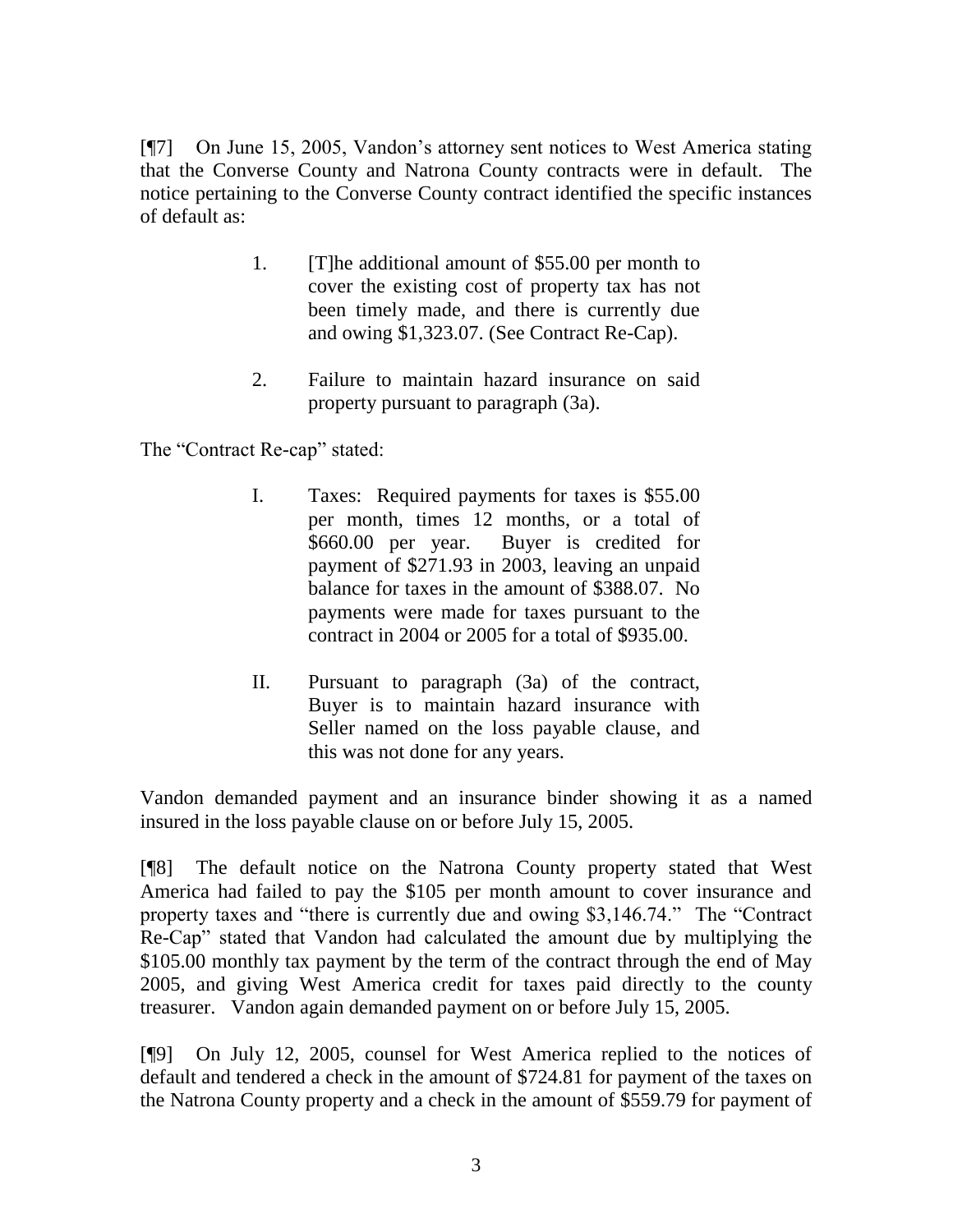[¶7] On June 15, 2005, Vandon's attorney sent notices to West America stating that the Converse County and Natrona County contracts were in default. The notice pertaining to the Converse County contract identified the specific instances of default as:

> 1. [T]he additional amount of $55.00 per month to cover the existing cost of property tax has not been timely made, and there is currently due and owing $1,323.07. (See Contract Re-Cap).
>
> 2. Failure to maintain hazard insurance on said property pursuant to paragraph (3a).

The "Contract Re-cap" stated:

> I. Taxes: Required payments for taxes is $55.00 per month, times 12 months, or a total of $660.00 per year. Buyer is credited for payment of $271.93 in 2003, leaving an unpaid balance for taxes in the amount of $388.07. No payments were made for taxes pursuant to the contract in 2004 or 2005 for a total of $935.00.
>
> II. Pursuant to paragraph (3a) of the contract, Buyer is to maintain hazard insurance with Seller named on the loss payable clause, and this was not done for any years.

Vandon demanded payment and an insurance binder showing it as a named insured in the loss payable clause on or before July 15, 2005.

[¶8] The default notice on the Natrona County property stated that West America had failed to pay the $105 per month amount to cover insurance and property taxes and "there is currently due and owing $3,146.74." The "Contract Re-Cap" stated that Vandon had calculated the amount due by multiplying the $105.00 monthly tax payment by the term of the contract through the end of May 2005, and giving West America credit for taxes paid directly to the county treasurer. Vandon again demanded payment on or before July 15, 2005.

[¶9] On July 12, 2005, counsel for West America replied to the notices of default and tendered a check in the amount of $724.81 for payment of the taxes on the Natrona County property and a check in the amount of $559.79 for payment of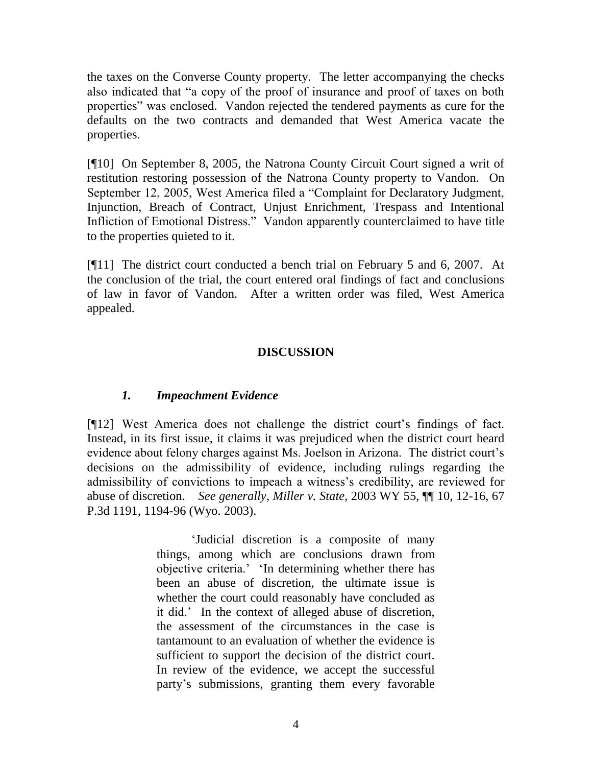the taxes on the Converse County property. The letter accompanying the checks also indicated that "a copy of the proof of insurance and proof of taxes on both properties" was enclosed. Vandon rejected the tendered payments as cure for the defaults on the two contracts and demanded that West America vacate the properties.

[¶10] On September 8, 2005, the Natrona County Circuit Court signed a writ of restitution restoring possession of the Natrona County property to Vandon. On September 12, 2005, West America filed a "Complaint for Declaratory Judgment, Injunction, Breach of Contract, Unjust Enrichment, Trespass and Intentional Infliction of Emotional Distress." Vandon apparently counterclaimed to have title to the properties quieted to it.

[¶11] The district court conducted a bench trial on February 5 and 6, 2007. At the conclusion of the trial, the court entered oral findings of fact and conclusions of law in favor of Vandon. After a written order was filed, West America appealed.

## DISCUSSION

### *1. Impeachment Evidence*

[¶12] West America does not challenge the district court's findings of fact. Instead, in its first issue, it claims it was prejudiced when the district court heard evidence about felony charges against Ms. Joelson in Arizona. The district court's decisions on the admissibility of evidence, including rulings regarding the admissibility of convictions to impeach a witness's credibility, are reviewed for abuse of discretion. *See generally*, *Miller v. State*, 2003 WY 55, ¶¶ 10, 12-16, 67 P.3d 1191, 1194-96 (Wyo. 2003).

> 'Judicial discretion is a composite of many things, among which are conclusions drawn from objective criteria.' 'In determining whether there has been an abuse of discretion, the ultimate issue is whether the court could reasonably have concluded as it did.' In the context of alleged abuse of discretion, the assessment of the circumstances in the case is tantamount to an evaluation of whether the evidence is sufficient to support the decision of the district court. In review of the evidence, we accept the successful party's submissions, granting them every favorable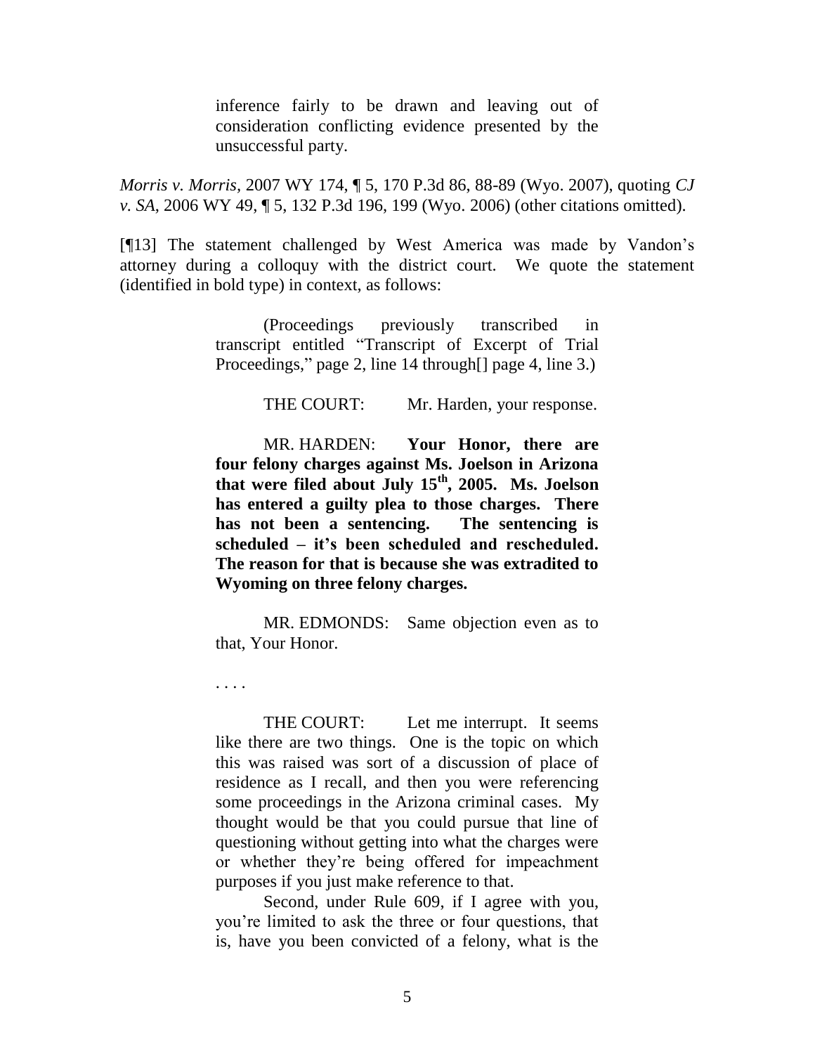> inference fairly to be drawn and leaving out of consideration conflicting evidence presented by the unsuccessful party.

*Morris v. Morris*, 2007 WY 174, ¶ 5, 170 P.3d 86, 88-89 (Wyo. 2007), quoting *CJ v. SA*, 2006 WY 49, ¶ 5, 132 P.3d 196, 199 (Wyo. 2006) (other citations omitted).

[¶13] The statement challenged by West America was made by Vandon's attorney during a colloquy with the district court. We quote the statement (identified in bold type) in context, as follows:

> (Proceedings previously transcribed in transcript entitled "Transcript of Excerpt of Trial Proceedings," page 2, line 14 through[] page 4, line 3.)
>
> THE COURT: Mr. Harden, your response.
>
> MR. HARDEN: **Your Honor, there are four felony charges against Ms. Joelson in Arizona that were filed about July 15th, 2005. Ms. Joelson has entered a guilty plea to those charges. There has not been a sentencing. The sentencing is scheduled – it's been scheduled and rescheduled. The reason for that is because she was extradited to Wyoming on three felony charges.**
>
> MR. EDMONDS: Same objection even as to that, Your Honor.
>
> . . . .
>
> THE COURT: Let me interrupt. It seems like there are two things. One is the topic on which this was raised was sort of a discussion of place of residence as I recall, and then you were referencing some proceedings in the Arizona criminal cases. My thought would be that you could pursue that line of questioning without getting into what the charges were or whether they're being offered for impeachment purposes if you just make reference to that.
>
> Second, under Rule 609, if I agree with you, you're limited to ask the three or four questions, that is, have you been convicted of a felony, what is the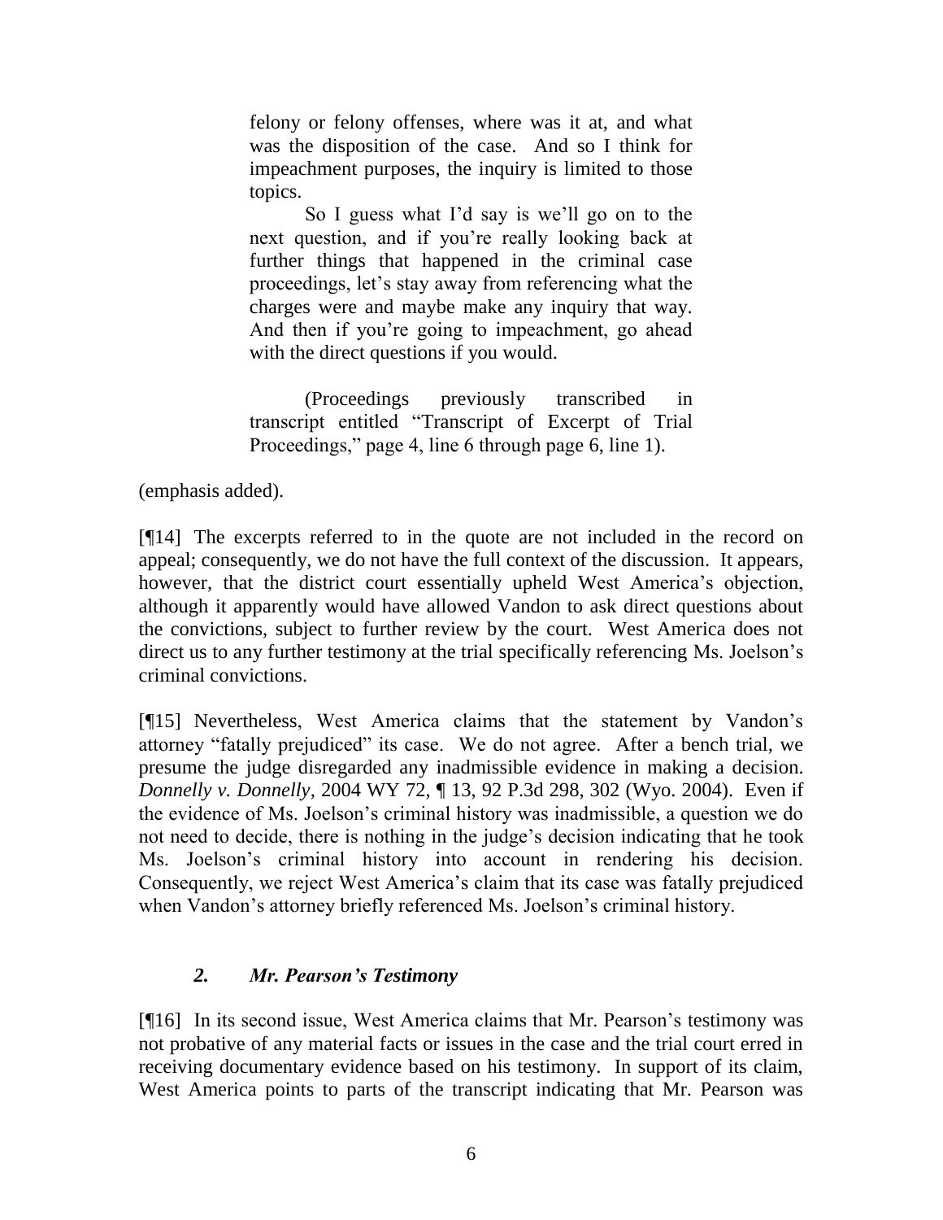> felony or felony offenses, where was it at, and what was the disposition of the case. And so I think for impeachment purposes, the inquiry is limited to those topics.
>
> So I guess what I'd say is we'll go on to the next question, and if you're really looking back at further things that happened in the criminal case proceedings, let's stay away from referencing what the charges were and maybe make any inquiry that way. And then if you're going to impeachment, go ahead with the direct questions if you would.
>
> (Proceedings previously transcribed in transcript entitled "Transcript of Excerpt of Trial Proceedings," page 4, line 6 through page 6, line 1).

(emphasis added).

[¶14] The excerpts referred to in the quote are not included in the record on appeal; consequently, we do not have the full context of the discussion. It appears, however, that the district court essentially upheld West America's objection, although it apparently would have allowed Vandon to ask direct questions about the convictions, subject to further review by the court. West America does not direct us to any further testimony at the trial specifically referencing Ms. Joelson's criminal convictions.

[¶15] Nevertheless, West America claims that the statement by Vandon's attorney "fatally prejudiced" its case. We do not agree. After a bench trial, we presume the judge disregarded any inadmissible evidence in making a decision. *Donnelly v. Donnelly*, 2004 WY 72, ¶ 13, 92 P.3d 298, 302 (Wyo. 2004). Even if the evidence of Ms. Joelson's criminal history was inadmissible, a question we do not need to decide, there is nothing in the judge's decision indicating that he took Ms. Joelson's criminal history into account in rendering his decision. Consequently, we reject West America's claim that its case was fatally prejudiced when Vandon's attorney briefly referenced Ms. Joelson's criminal history.

### *2. Mr. Pearson's Testimony*

[¶16] In its second issue, West America claims that Mr. Pearson's testimony was not probative of any material facts or issues in the case and the trial court erred in receiving documentary evidence based on his testimony. In support of its claim, West America points to parts of the transcript indicating that Mr. Pearson was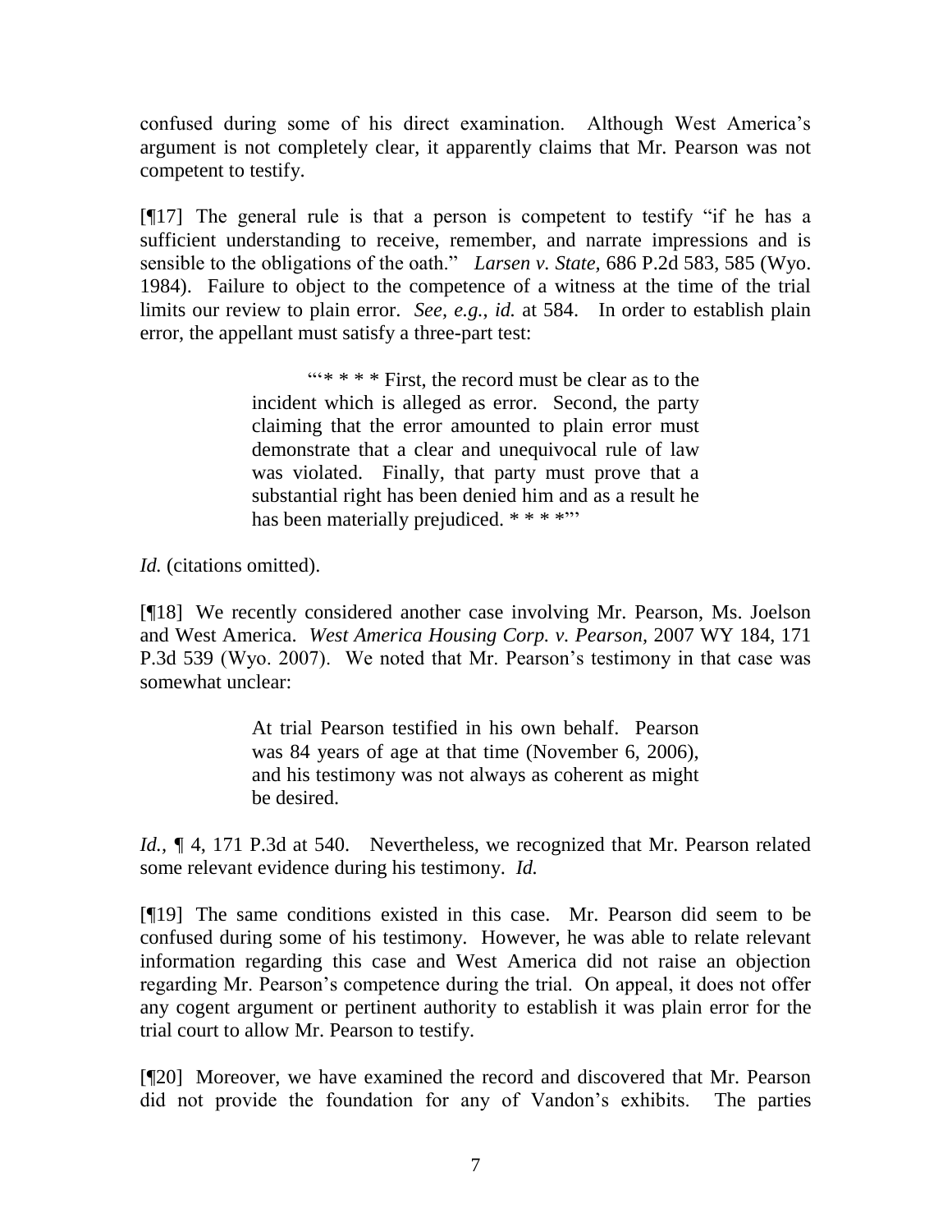confused during some of his direct examination. Although West America's argument is not completely clear, it apparently claims that Mr. Pearson was not competent to testify.

[¶17] The general rule is that a person is competent to testify "if he has a sufficient understanding to receive, remember, and narrate impressions and is sensible to the obligations of the oath." *Larsen v. State,* 686 P.2d 583, 585 (Wyo. 1984). Failure to object to the competence of a witness at the time of the trial limits our review to plain error. *See, e.g., id.* at 584. In order to establish plain error, the appellant must satisfy a three-part test:

> "'* * * * First, the record must be clear as to the incident which is alleged as error. Second, the party claiming that the error amounted to plain error must demonstrate that a clear and unequivocal rule of law was violated. Finally, that party must prove that a substantial right has been denied him and as a result he has been materially prejudiced. * * * *"'

*Id.* (citations omitted).

[¶18] We recently considered another case involving Mr. Pearson, Ms. Joelson and West America. *West America Housing Corp. v. Pearson,* 2007 WY 184, 171 P.3d 539 (Wyo. 2007). We noted that Mr. Pearson's testimony in that case was somewhat unclear:

> At trial Pearson testified in his own behalf. Pearson was 84 years of age at that time (November 6, 2006), and his testimony was not always as coherent as might be desired.

*Id.,* ¶ 4, 171 P.3d at 540. Nevertheless, we recognized that Mr. Pearson related some relevant evidence during his testimony. *Id.*

[¶19] The same conditions existed in this case. Mr. Pearson did seem to be confused during some of his testimony. However, he was able to relate relevant information regarding this case and West America did not raise an objection regarding Mr. Pearson's competence during the trial. On appeal, it does not offer any cogent argument or pertinent authority to establish it was plain error for the trial court to allow Mr. Pearson to testify.

[¶20] Moreover, we have examined the record and discovered that Mr. Pearson did not provide the foundation for any of Vandon's exhibits. The parties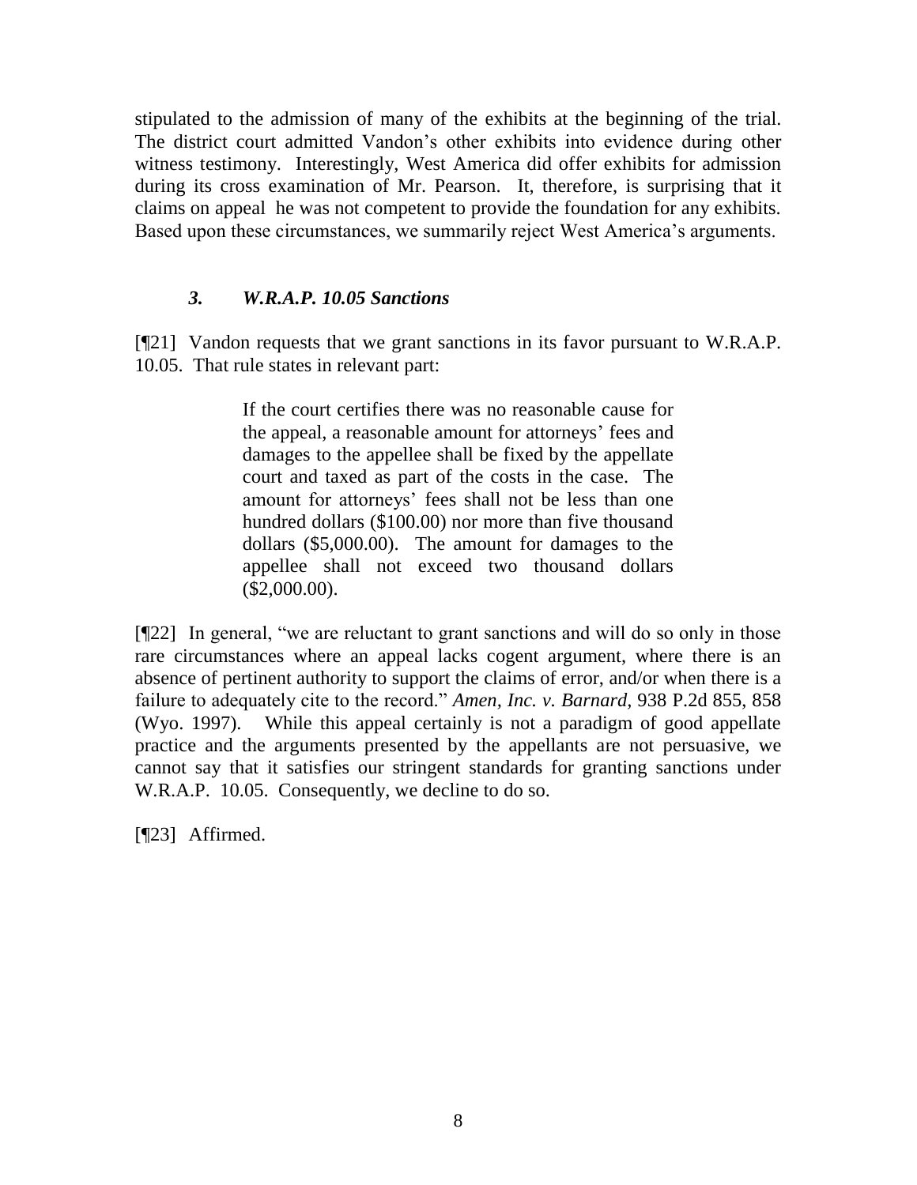stipulated to the admission of many of the exhibits at the beginning of the trial. The district court admitted Vandon's other exhibits into evidence during other witness testimony. Interestingly, West America did offer exhibits for admission during its cross examination of Mr. Pearson. It, therefore, is surprising that it claims on appeal he was not competent to provide the foundation for any exhibits. Based upon these circumstances, we summarily reject West America's arguments.

### *3. W.R.A.P. 10.05 Sanctions*

[¶21] Vandon requests that we grant sanctions in its favor pursuant to W.R.A.P. 10.05. That rule states in relevant part:

> If the court certifies there was no reasonable cause for the appeal, a reasonable amount for attorneys' fees and damages to the appellee shall be fixed by the appellate court and taxed as part of the costs in the case. The amount for attorneys' fees shall not be less than one hundred dollars ($100.00) nor more than five thousand dollars ($5,000.00). The amount for damages to the appellee shall not exceed two thousand dollars ($2,000.00).

[¶22] In general, "we are reluctant to grant sanctions and will do so only in those rare circumstances where an appeal lacks cogent argument, where there is an absence of pertinent authority to support the claims of error, and/or when there is a failure to adequately cite to the record." *Amen, Inc. v. Barnard*, 938 P.2d 855, 858 (Wyo. 1997). While this appeal certainly is not a paradigm of good appellate practice and the arguments presented by the appellants are not persuasive, we cannot say that it satisfies our stringent standards for granting sanctions under W.R.A.P. 10.05. Consequently, we decline to do so.

[¶23] Affirmed.